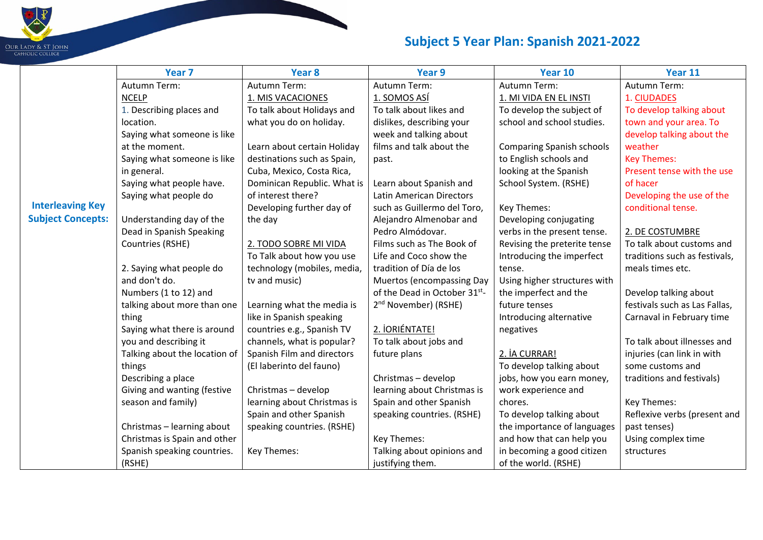# Subject 5 Year Plan: Spanish 2021-2022

| | Year 7 | Year 8 | Year 9 | Year 10 | Year 11 |
|---|---|---|---|---|---|
| **Interleaving Key Subject Concepts:** | Autumn Term:<br>NCELP<br>1. Describing places and location.<br>Saying what someone is like at the moment.<br>Saying what someone is like in general.<br>Saying what people have.<br>Saying what people do<br><br>Understanding day of the Dead in Spanish Speaking Countries (RSHE)<br><br>2. Saying what people do and don't do.<br>Numbers (1 to 12) and talking about more than one thing<br>Saying what there is around you and describing it<br>Talking about the location of things<br>Describing a place<br>Giving and wanting (festive season and family)<br><br>Christmas – learning about Christmas is Spain and other Spanish speaking countries. (RSHE) | Autumn Term:<br>1. MIS VACACIONES<br>To talk about Holidays and what you do on holiday.<br><br>Learn about certain Holiday destinations such as Spain, Cuba, Mexico, Costa Rica, Dominican Republic. What is of interest there?<br>Developing further day of the day<br><br>2. TODO SOBRE MI VIDA<br>To Talk about how you use technology (mobiles, media, tv and music)<br><br>Learning what the media is like in Spanish speaking countries e.g., Spanish TV channels, what is popular? Spanish Film and directors (El laberinto del fauno)<br><br>Christmas – develop learning about Christmas is Spain and other Spanish speaking countries. (RSHE)<br><br>Key Themes: | Autumn Term:<br>1. SOMOS ASÍ<br>To talk about likes and dislikes, describing your week and talking about films and talk about the past.<br><br>Learn about Spanish and Latin American Directors such as Guillermo del Toro, Alejandro Almenobar and Pedro Almódovar.<br>Films such as The Book of Life and Coco show the tradition of Día de los Muertos (encompassing Day of the Dead in October 31st- 2nd November) (RSHE)<br><br>2. ¡ORIÉNTATE!<br>To talk about jobs and future plans<br><br>Christmas – develop learning about Christmas is Spain and other Spanish speaking countries. (RSHE)<br><br>Key Themes:<br>Talking about opinions and justifying them. | Autumn Term:<br>1. MI VIDA EN EL INSTI<br>To develop the subject of school and school studies.<br><br>Comparing Spanish schools to English schools and looking at the Spanish School System. (RSHE)<br><br>Key Themes:<br>Developing conjugating verbs in the present tense.<br>Revising the preterite tense<br>Introducing the imperfect tense.<br>Using higher structures with the imperfect and the future tenses<br>Introducing alternative negatives<br><br>2. ¡A CURRAR!<br>To develop talking about jobs, how you earn money, work experience and chores.<br>To develop talking about the importance of languages and how that can help you in becoming a good citizen of the world. (RSHE) | Autumn Term:<br>1. CIUDADES<br>To develop talking about town and your area. To develop talking about the weather<br>Key Themes:<br>Present tense with the use of hacer<br>Developing the use of the conditional tense.<br><br>2. DE COSTUMBRE<br>To talk about customs and traditions such as festivals, meals times etc.<br><br>Develop talking about festivals such as Las Fallas, Carnaval in February time<br><br>To talk about illnesses and injuries (can link in with some customs and traditions and festivals)<br><br>Key Themes:<br>Reflexive verbs (present and past tenses)<br>Using complex time structures |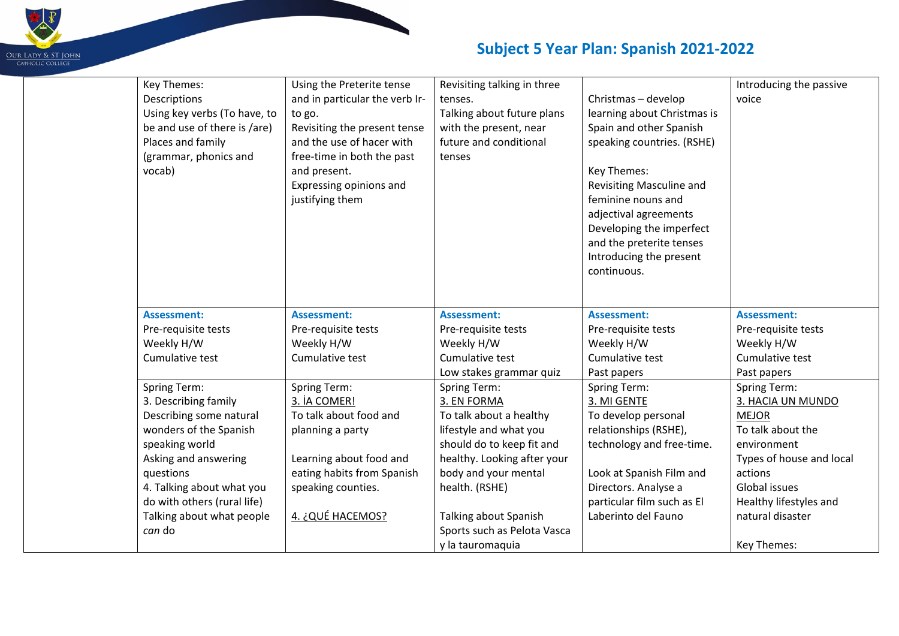# Subject 5 Year Plan: Spanish 2021-2022

| | | | | | |
|---|---|---|---|---|---|
| | Key Themes:<br>Descriptions<br>Using key verbs (To have, to be and use of there is /are)<br>Places and family<br>(grammar, phonics and vocab) | Using the Preterite tense and in particular the verb Ir-to go.<br>Revisiting the present tense and the use of hacer with free-time in both the past and present.<br>Expressing opinions and justifying them | Revisiting talking in three tenses.<br>Talking about future plans with the present, near future and conditional tenses | Christmas – develop learning about Christmas is Spain and other Spanish speaking countries. (RSHE)<br><br>Key Themes:<br>Revisiting Masculine and feminine nouns and adjectival agreements<br>Developing the imperfect and the preterite tenses<br>Introducing the present continuous. | Introducing the passive voice |
| | **Assessment:**<br>Pre-requisite tests<br>Weekly H/W<br>Cumulative test | **Assessment:**<br>Pre-requisite tests<br>Weekly H/W<br>Cumulative test | **Assessment:**<br>Pre-requisite tests<br>Weekly H/W<br>Cumulative test<br>Low stakes grammar quiz | **Assessment:**<br>Pre-requisite tests<br>Weekly H/W<br>Cumulative test<br>Past papers | **Assessment:**<br>Pre-requisite tests<br>Weekly H/W<br>Cumulative test<br>Past papers |
| | Spring Term:<br>3. Describing family<br>Describing some natural wonders of the Spanish speaking world<br>Asking and answering questions<br>4. Talking about what you do with others (rural life)<br>Talking about what people *can* do | Spring Term:<br>3. ¡A COMER!<br>To talk about food and planning a party<br><br>Learning about food and eating habits from Spanish speaking counties.<br><br>4. ¿QUÉ HACEMOS? | Spring Term:<br>3. EN FORMA<br>To talk about a healthy lifestyle and what you should do to keep fit and healthy. Looking after your body and your mental health. (RSHE)<br><br>Talking about Spanish Sports such as Pelota Vasca y la tauromaquia | Spring Term:<br>3. MI GENTE<br>To develop personal relationships (RSHE), technology and free-time.<br><br>Look at Spanish Film and Directors. Analyse a particular film such as El Laberinto del Fauno | Spring Term:<br>3. HACIA UN MUNDO MEJOR<br>To talk about the environment<br>Types of house and local actions<br>Global issues<br>Healthy lifestyles and natural disaster<br><br>Key Themes: |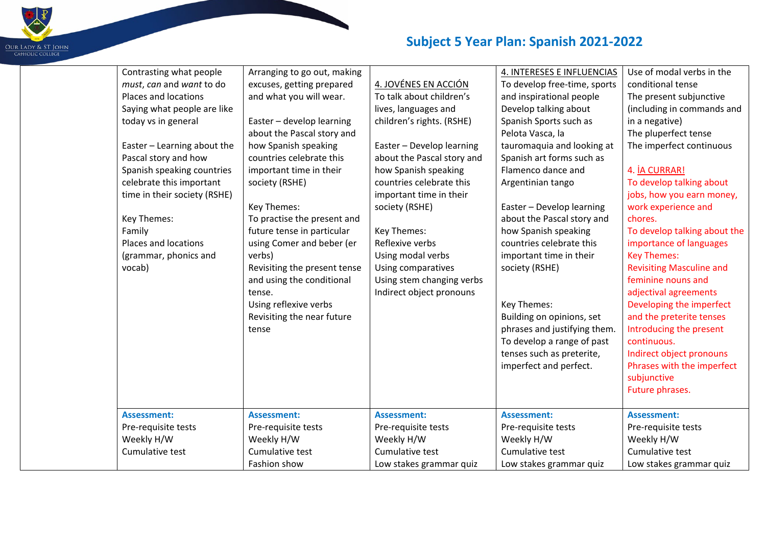## Subject 5 Year Plan: Spanish 2021-2022

| | | | | | |
|---|---|---|---|---|---|
| | Contrasting what people *must*, *can* and *want* to do<br>Places and locations<br>Saying what people are like today vs in general<br><br>Easter – Learning about the Pascal story and how Spanish speaking countries celebrate this important time in their society (RSHE)<br><br>Key Themes:<br>Family<br>Places and locations (grammar, phonics and vocab) | Arranging to go out, making excuses, getting prepared and what you will wear.<br><br>Easter – develop learning about the Pascal story and how Spanish speaking countries celebrate this important time in their society (RSHE)<br><br>Key Themes:<br>To practise the present and future tense in particular using Comer and beber (er verbs)<br>Revisiting the present tense and using the conditional tense.<br>Using reflexive verbs<br>Revisiting the near future tense | 4. JOVÉNES EN ACCIÓN<br>To talk about children's lives, languages and children's rights. (RSHE)<br><br>Easter – Develop learning about the Pascal story and how Spanish speaking countries celebrate this important time in their society (RSHE)<br><br>Key Themes:<br>Reflexive verbs<br>Using modal verbs<br>Using comparatives<br>Using stem changing verbs<br>Indirect object pronouns | 4. INTERESES E INFLUENCIAS<br>To develop free-time, sports and inspirational people<br>Develop talking about Spanish Sports such as Pelota Vasca, la tauromaquia and looking at Spanish art forms such as Flamenco dance and Argentinian tango<br><br>Easter – Develop learning about the Pascal story and how Spanish speaking countries celebrate this important time in their society (RSHE)<br><br>Key Themes:<br>Building on opinions, set phrases and justifying them.<br>To develop a range of past tenses such as preterite, imperfect and perfect. | Use of modal verbs in the conditional tense<br>The present subjunctive (including in commands and in a negative)<br>The pluperfect tense<br>The imperfect continuous<br><br>4. ¡A CURRAR!<br>To develop talking about jobs, how you earn money, work experience and chores.<br>To develop talking about the importance of languages<br>Key Themes:<br>Revisiting Masculine and feminine nouns and adjectival agreements<br>Developing the imperfect and the preterite tenses<br>Introducing the present continuous.<br>Indirect object pronouns<br>Phrases with the imperfect subjunctive<br>Future phrases. |
| | **Assessment:**<br>Pre-requisite tests<br>Weekly H/W<br>Cumulative test | **Assessment:**<br>Pre-requisite tests<br>Weekly H/W<br>Cumulative test<br>Fashion show | **Assessment:**<br>Pre-requisite tests<br>Weekly H/W<br>Cumulative test<br>Low stakes grammar quiz | **Assessment:**<br>Pre-requisite tests<br>Weekly H/W<br>Cumulative test<br>Low stakes grammar quiz | **Assessment:**<br>Pre-requisite tests<br>Weekly H/W<br>Cumulative test<br>Low stakes grammar quiz |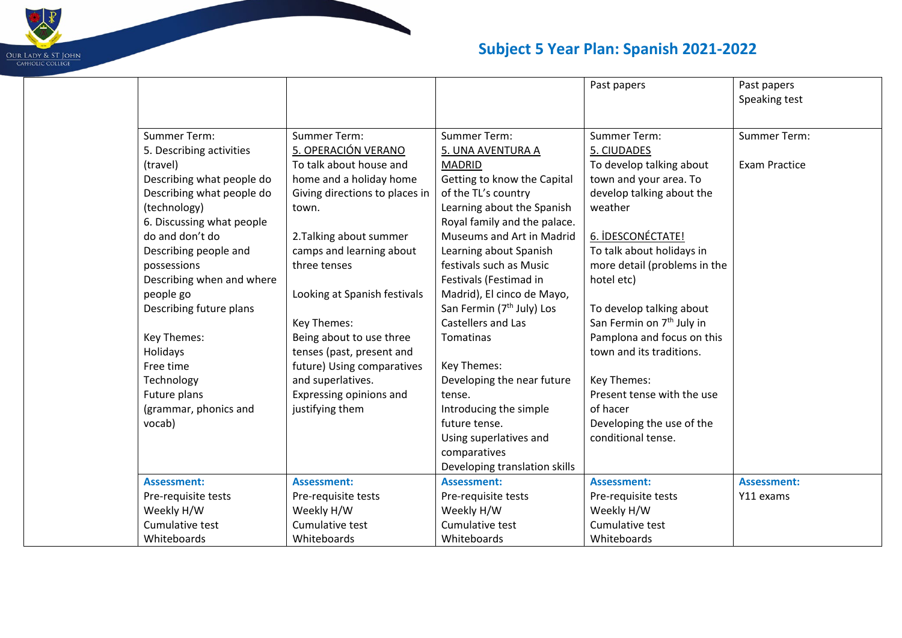# Subject 5 Year Plan: Spanish 2021-2022

| | | | | | |
|---|---|---|---|---|---|
| | | | | Past papers | Past papers<br>Speaking test |
| | Summer Term:<br>5. Describing activities (travel)<br>Describing what people do<br>Describing what people do (technology)<br>6. Discussing what people do and don't do<br>Describing people and possessions<br>Describing when and where people go<br>Describing future plans<br><br>Key Themes:<br>Holidays<br>Free time<br>Technology<br>Future plans<br>(grammar, phonics and vocab) | Summer Term:<br><u>5. OPERACIÓN VERANO</u><br>To talk about house and home and a holiday home<br>Giving directions to places in town.<br><br>2.Talking about summer camps and learning about three tenses<br><br>Looking at Spanish festivals<br><br>Key Themes:<br>Being about to use three tenses (past, present and future) Using comparatives and superlatives.<br>Expressing opinions and justifying them | Summer Term:<br><u>5. UNA AVENTURA A MADRID</u><br>Getting to know the Capital of the TL's country<br>Learning about the Spanish Royal family and the palace.<br>Museums and Art in Madrid<br>Learning about Spanish festivals such as Music Festivals (Festimad in Madrid), El cinco de Mayo, San Fermin (7th July) Los Castellers and Las Tomatinas<br><br>Key Themes:<br>Developing the near future tense.<br>Introducing the simple future tense.<br>Using superlatives and comparatives<br>Developing translation skills | Summer Term:<br><u>5. CIUDADES</u><br>To develop talking about town and your area. To develop talking about the weather<br><br><u>6. ¡DESCONÉCTATE!</u><br>To talk about holidays in more detail (problems in the hotel etc)<br><br>To develop talking about San Fermin on 7th July in Pamplona and focus on this town and its traditions.<br><br>Key Themes:<br>Present tense with the use of hacer<br>Developing the use of the conditional tense. | Summer Term:<br><br>Exam Practice |
| | **Assessment:**<br>Pre-requisite tests<br>Weekly H/W<br>Cumulative test<br>Whiteboards | **Assessment:**<br>Pre-requisite tests<br>Weekly H/W<br>Cumulative test<br>Whiteboards | **Assessment:**<br>Pre-requisite tests<br>Weekly H/W<br>Cumulative test<br>Whiteboards | **Assessment:**<br>Pre-requisite tests<br>Weekly H/W<br>Cumulative test<br>Whiteboards | **Assessment:**<br>Y11 exams |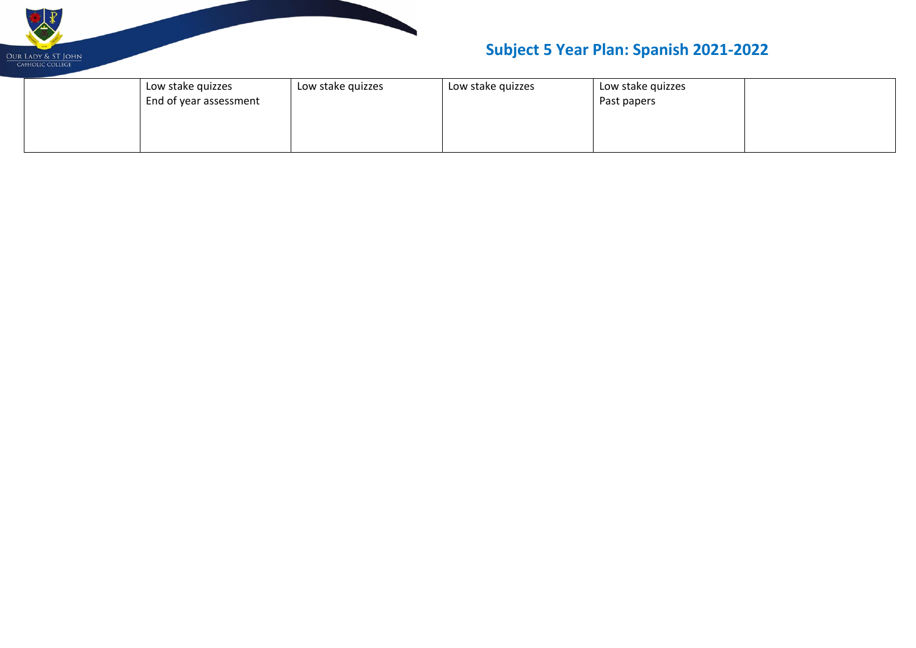# Subject 5 Year Plan: Spanish 2021-2022

| | | | | | |
|---|---|---|---|---|---|
| | Low stake quizzes<br>End of year assessment | Low stake quizzes | Low stake quizzes | Low stake quizzes<br>Past papers | |